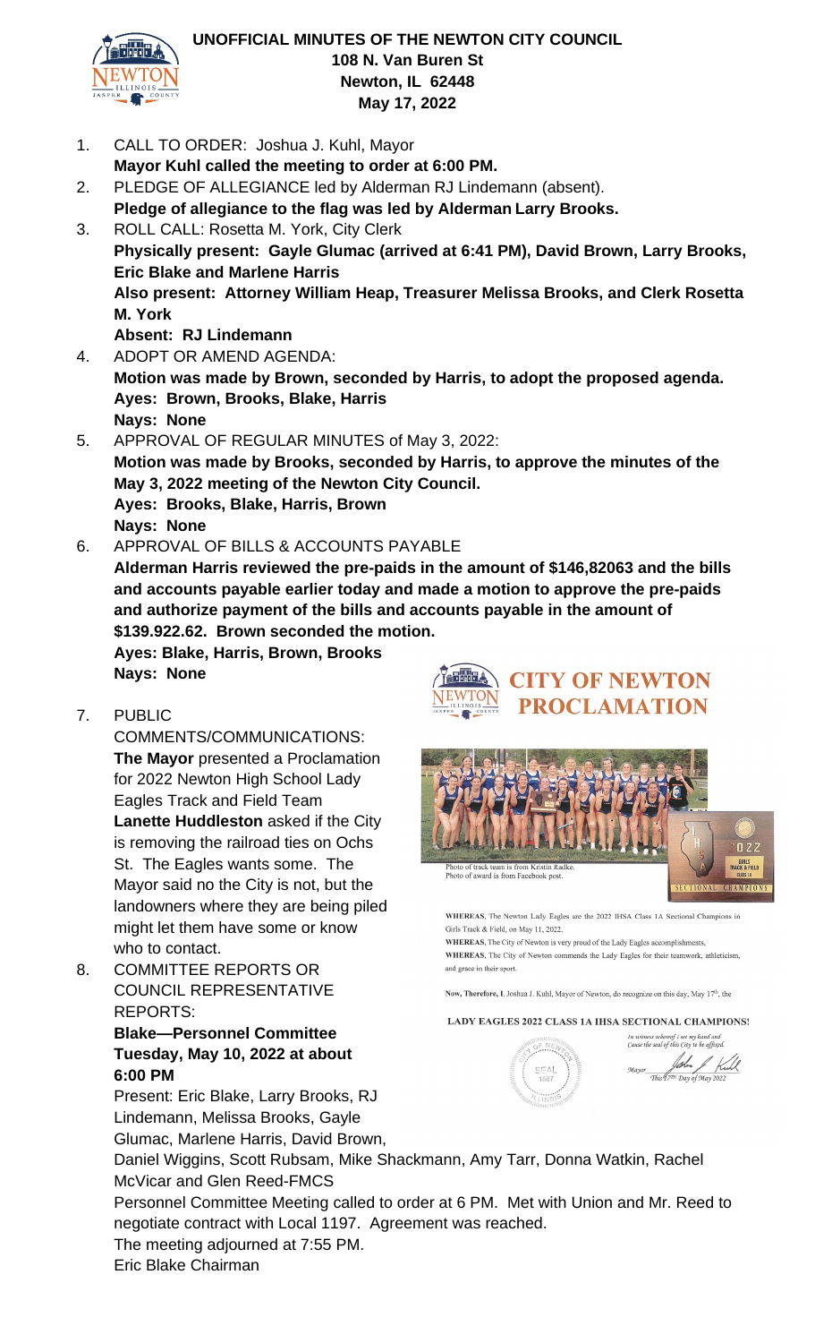# UNOFFICIAL MINUTES OF THE NEWTON CITY COUNCIL
**108 N. Van Buren St**
**Newton, IL 62448**
**May 17, 2022**

1. CALL TO ORDER: Joshua J. Kuhl, Mayor
   **Mayor Kuhl called the meeting to order at 6:00 PM.**
2. PLEDGE OF ALLEGIANCE led by Alderman RJ Lindemann (absent).
   **Pledge of allegiance to the flag was led by Alderman Larry Brooks.**
3. ROLL CALL: Rosetta M. York, City Clerk
   **Physically present: Gayle Glumac (arrived at 6:41 PM), David Brown, Larry Brooks, Eric Blake and Marlene Harris**
   **Also present: Attorney William Heap, Treasurer Melissa Brooks, and Clerk Rosetta M. York**
   **Absent: RJ Lindemann**
4. ADOPT OR AMEND AGENDA:
   **Motion was made by Brown, seconded by Harris, to adopt the proposed agenda.**
   **Ayes: Brown, Brooks, Blake, Harris**
   **Nays: None**
5. APPROVAL OF REGULAR MINUTES of May 3, 2022:
   **Motion was made by Brooks, seconded by Harris, to approve the minutes of the May 3, 2022 meeting of the Newton City Council.**
   **Ayes: Brooks, Blake, Harris, Brown**
   **Nays: None**
6. APPROVAL OF BILLS & ACCOUNTS PAYABLE
   **Alderman Harris reviewed the pre-paids in the amount of $146,82063 and the bills and accounts payable earlier today and made a motion to approve the pre-paids and authorize payment of the bills and accounts payable in the amount of $139.922.62. Brown seconded the motion.**
   **Ayes: Blake, Harris, Brown, Brooks**
   **Nays: None**
7. PUBLIC COMMENTS/COMMUNICATIONS:
   **The Mayor** presented a Proclamation for 2022 Newton High School Lady Eagles Track and Field Team
   **Lanette Huddleston** asked if the City is removing the railroad ties on Ochs St. The Eagles wants some. The Mayor said no the City is not, but the landowners where they are being piled might let them have some or know who to contact.

**CITY OF NEWTON PROCLAMATION**

Photo of track team is from Kristin Radke.
Photo of award is from Facebook post.

**WHEREAS**, The Newton Lady Eagles are the 2022 IHSA Class 1A Sectional Champions in Girls Track & Field, on May 11, 2022.
**WHEREAS**, The City of Newton is very proud of the Lady Eagles accomplishments,
**WHEREAS**, The City of Newton commends the Lady Eagles for their teamwork, athleticism, and grace in their sport.

**Now, Therefore, I**, Joshua J. Kuhl, Mayor of Newton, do recognize on this day, May 17th, the

**LADY EAGLES 2022 CLASS 1A IHSA SECTIONAL CHAMPIONS!**

*In witness whereof I set my hand and Cause the seal of this City to be affixed.*
*Mayor* ___________
*This 17th Day of May 2022*

8. COMMITTEE REPORTS OR COUNCIL REPRESENTATIVE REPORTS:
   **Blake—Personnel Committee Tuesday, May 10, 2022 at about 6:00 PM**
   Present: Eric Blake, Larry Brooks, RJ Lindemann, Melissa Brooks, Gayle Glumac, Marlene Harris, David Brown, Daniel Wiggins, Scott Rubsam, Mike Shackmann, Amy Tarr, Donna Watkin, Rachel McVicar and Glen Reed-FMCS
   Personnel Committee Meeting called to order at 6 PM. Met with Union and Mr. Reed to negotiate contract with Local 1197. Agreement was reached.
   The meeting adjourned at 7:55 PM.
   Eric Blake Chairman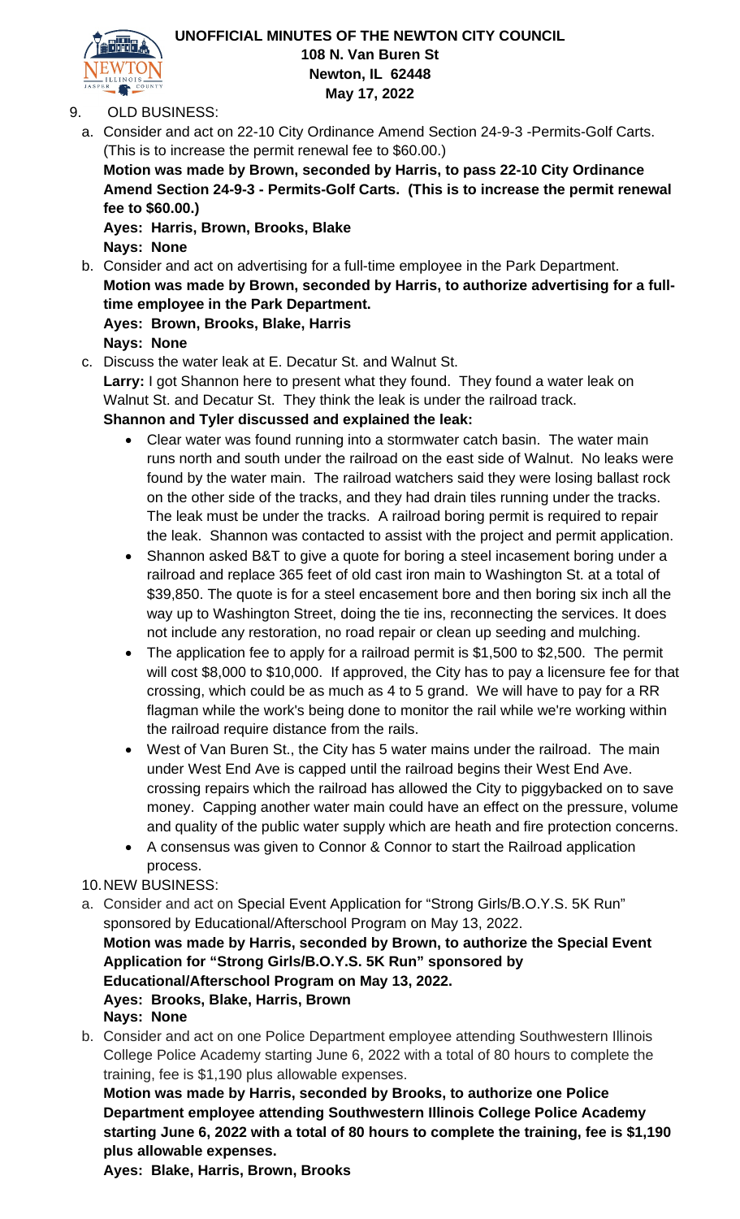9. OLD BUSINESS:

a. Consider and act on 22-10 City Ordinance Amend Section 24-9-3 -Permits-Golf Carts. (This is to increase the permit renewal fee to $60.00.)

**Motion was made by Brown, seconded by Harris, to pass 22-10 City Ordinance Amend Section 24-9-3 - Permits-Golf Carts. (This is to increase the permit renewal fee to $60.00.)**

**Ayes: Harris, Brown, Brooks, Blake**

**Nays: None**

b. Consider and act on advertising for a full-time employee in the Park Department.

**Motion was made by Brown, seconded by Harris, to authorize advertising for a full-time employee in the Park Department.**

**Ayes: Brown, Brooks, Blake, Harris**

**Nays: None**

c. Discuss the water leak at E. Decatur St. and Walnut St.

**Larry:** I got Shannon here to present what they found. They found a water leak on Walnut St. and Decatur St. They think the leak is under the railroad track.

**Shannon and Tyler discussed and explained the leak:**

- Clear water was found running into a stormwater catch basin. The water main runs north and south under the railroad on the east side of Walnut. No leaks were found by the water main. The railroad watchers said they were losing ballast rock on the other side of the tracks, and they had drain tiles running under the tracks. The leak must be under the tracks. A railroad boring permit is required to repair the leak. Shannon was contacted to assist with the project and permit application.
- Shannon asked B&T to give a quote for boring a steel incasement boring under a railroad and replace 365 feet of old cast iron main to Washington St. at a total of $39,850. The quote is for a steel encasement bore and then boring six inch all the way up to Washington Street, doing the tie ins, reconnecting the services. It does not include any restoration, no road repair or clean up seeding and mulching.
- The application fee to apply for a railroad permit is $1,500 to $2,500. The permit will cost $8,000 to $10,000. If approved, the City has to pay a licensure fee for that crossing, which could be as much as 4 to 5 grand. We will have to pay for a RR flagman while the work's being done to monitor the rail while we're working within the railroad require distance from the rails.
- West of Van Buren St., the City has 5 water mains under the railroad. The main under West End Ave is capped until the railroad begins their West End Ave. crossing repairs which the railroad has allowed the City to piggybacked on to save money. Capping another water main could have an effect on the pressure, volume and quality of the public water supply which are heath and fire protection concerns.
- A consensus was given to Connor & Connor to start the Railroad application process.

10. NEW BUSINESS:

a. Consider and act on Special Event Application for "Strong Girls/B.O.Y.S. 5K Run" sponsored by Educational/Afterschool Program on May 13, 2022.

**Motion was made by Harris, seconded by Brown, to authorize the Special Event Application for "Strong Girls/B.O.Y.S. 5K Run" sponsored by Educational/Afterschool Program on May 13, 2022.**

**Ayes: Brooks, Blake, Harris, Brown**

**Nays: None**

b. Consider and act on one Police Department employee attending Southwestern Illinois College Police Academy starting June 6, 2022 with a total of 80 hours to complete the training, fee is $1,190 plus allowable expenses.

**Motion was made by Harris, seconded by Brooks, to authorize one Police Department employee attending Southwestern Illinois College Police Academy starting June 6, 2022 with a total of 80 hours to complete the training, fee is $1,190 plus allowable expenses.**

**Ayes: Blake, Harris, Brown, Brooks**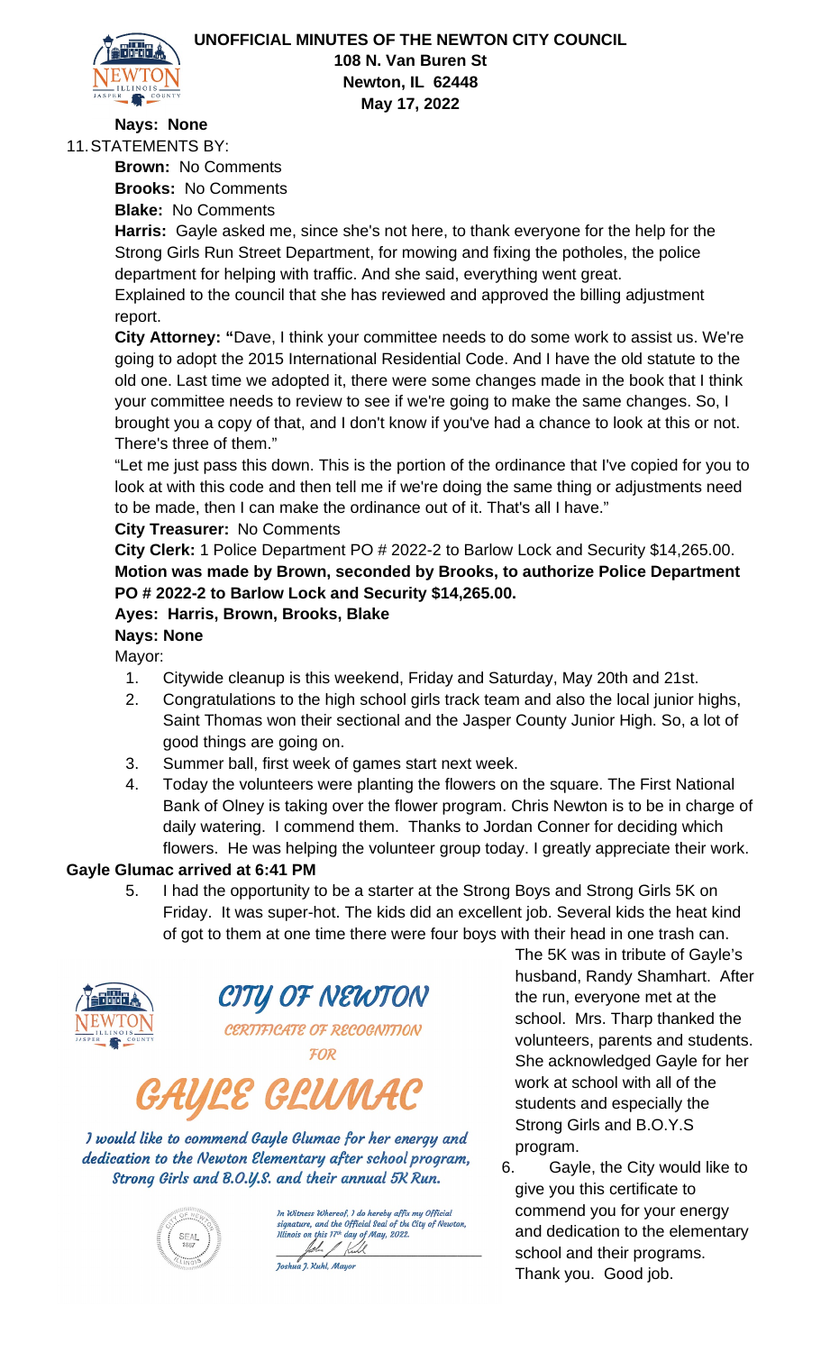**Nays: None**

11. STATEMENTS BY:

**Brown:** No Comments

**Brooks:** No Comments

**Blake:** No Comments

**Harris:** Gayle asked me, since she's not here, to thank everyone for the help for the Strong Girls Run Street Department, for mowing and fixing the potholes, the police department for helping with traffic. And she said, everything went great.

Explained to the council that she has reviewed and approved the billing adjustment report.

**City Attorney:** "Dave, I think your committee needs to do some work to assist us. We're going to adopt the 2015 International Residential Code. And I have the old statute to the old one. Last time we adopted it, there were some changes made in the book that I think your committee needs to review to see if we're going to make the same changes. So, I brought you a copy of that, and I don't know if you've had a chance to look at this or not. There's three of them."

"Let me just pass this down. This is the portion of the ordinance that I've copied for you to look at with this code and then tell me if we're doing the same thing or adjustments need to be made, then I can make the ordinance out of it. That's all I have."

**City Treasurer:** No Comments

**City Clerk:** 1 Police Department PO # 2022-2 to Barlow Lock and Security $14,265.00.

**Motion was made by Brown, seconded by Brooks, to authorize Police Department PO # 2022-2 to Barlow Lock and Security $14,265.00.**

**Ayes: Harris, Brown, Brooks, Blake**

**Nays: None**

Mayor:

1. Citywide cleanup is this weekend, Friday and Saturday, May 20th and 21st.
2. Congratulations to the high school girls track team and also the local junior highs, Saint Thomas won their sectional and the Jasper County Junior High. So, a lot of good things are going on.
3. Summer ball, first week of games start next week.
4. Today the volunteers were planting the flowers on the square. The First National Bank of Olney is taking over the flower program. Chris Newton is to be in charge of daily watering. I commend them. Thanks to Jordan Conner for deciding which flowers. He was helping the volunteer group today. I greatly appreciate their work.

**Gayle Glumac arrived at 6:41 PM**

5. I had the opportunity to be a starter at the Strong Boys and Strong Girls 5K on Friday. It was super-hot. The kids did an excellent job. Several kids the heat kind of got to them at one time there were four boys with their head in one trash can. The 5K was in tribute of Gayle's husband, Randy Shamhart. After the run, everyone met at the school. Mrs. Tharp thanked the volunteers, parents and students. She acknowledged Gayle for her work at school with all of the students and especially the Strong Girls and B.O.Y.S program.
6. Gayle, the City would like to give you this certificate to commend you for your energy and dedication to the elementary school and their programs. Thank you. Good job.

CITY OF NEWTON

CERTIFICATE OF RECOGNITION

FOR

GAYLE GLUMAC

*I would like to commend Gayle Glumac for her energy and dedication to the Newton Elementary after school program, Strong Girls and B.O.Y.S. and their annual 5K Run.*

*In Witness Whereof, I do hereby affix my Official signature, and the Official Seal of the City of Newton, Illinois on this 17th day of May, 2022.*

*Joshua J. Kuhl, Mayor*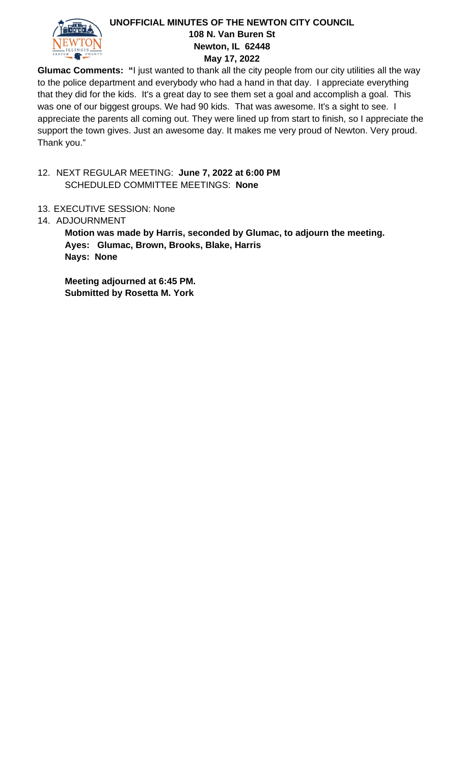**Glumac Comments:** "I just wanted to thank all the city people from our city utilities all the way to the police department and everybody who had a hand in that day. I appreciate everything that they did for the kids. It's a great day to see them set a goal and accomplish a goal. This was one of our biggest groups. We had 90 kids. That was awesome. It's a sight to see. I appreciate the parents all coming out. They were lined up from start to finish, so I appreciate the support the town gives. Just an awesome day. It makes me very proud of Newton. Very proud. Thank you."

12. NEXT REGULAR MEETING: **June 7, 2022 at 6:00 PM**
    SCHEDULED COMMITTEE MEETINGS: **None**

13. EXECUTIVE SESSION: None
14. ADJOURNMENT

    **Motion was made by Harris, seconded by Glumac, to adjourn the meeting.**
    **Ayes: Glumac, Brown, Brooks, Blake, Harris**
    **Nays: None**

    **Meeting adjourned at 6:45 PM.**
    **Submitted by Rosetta M. York**